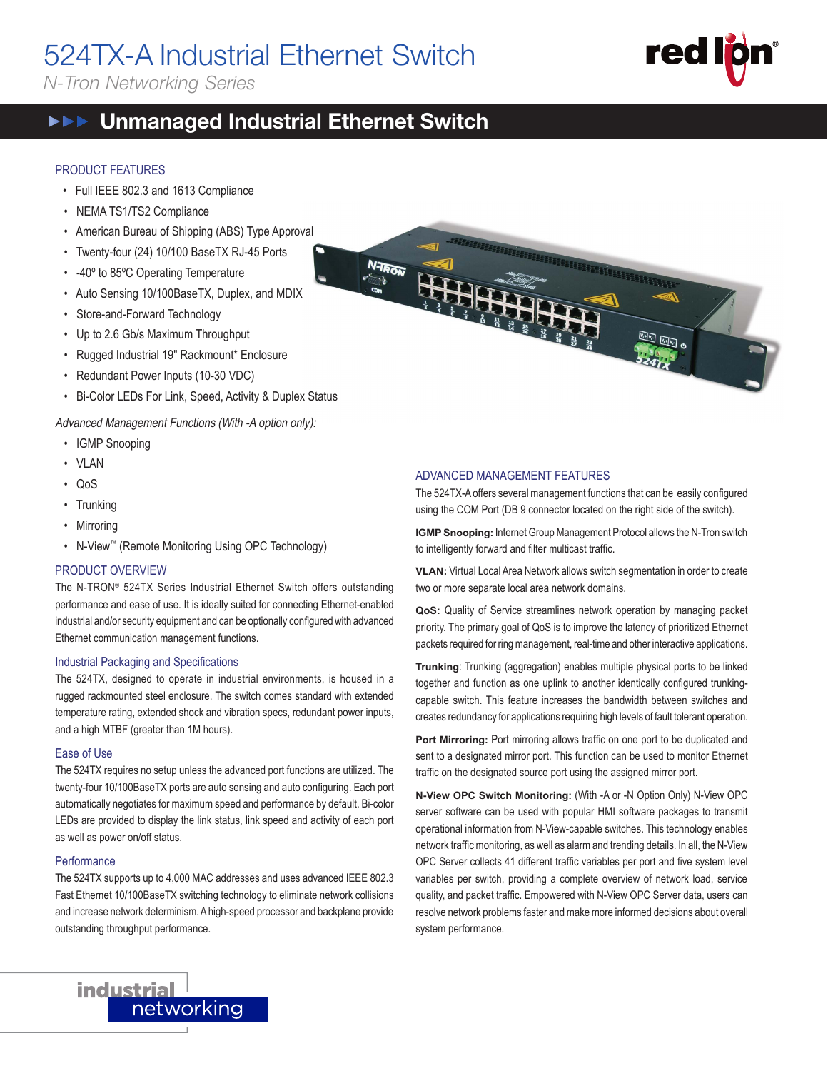# 524TX-A Industrial Ethernet Switch

*N-Tron Networking Series*

## Unmanaged Industrial Ethernet Switch

### PRODUCT FEATURES

- Full IEEE 802.3 and 1613 Compliance
- NEMA TS1/TS2 Compliance
- American Bureau of Shipping (ABS) Type Approval
- Twenty-four (24) 10/100 BaseTX RJ-45 Ports
- -40º to 85ºC Operating Temperature
- Auto Sensing 10/100BaseTX, Duplex, and MDIX
- Store-and-Forward Technology
- Up to 2.6 Gb/s Maximum Throughput
- Rugged Industrial 19" Rackmount* Enclosure
- Redundant Power Inputs (10-30 VDC)
- Bi-Color LEDs For Link, Speed, Activity & Duplex Status

*Advanced Management Functions (With -A option only):*

- IGMP Snooping
- VLAN
- QoS
- Trunking
- Mirroring
- N-View™ (Remote Monitoring Using OPC Technology)

### PRODUCT OVERVIEW

The N-TRON® 524TX Series Industrial Ethernet Switch offers outstanding performance and ease of use. It is ideally suited for connecting Ethernet-enabled industrial and/or security equipment and can be optionally configured with advanced Ethernet communication management functions.

#### Industrial Packaging and Specifications

The 524TX, designed to operate in industrial environments, is housed in a rugged rackmounted steel enclosure. The switch comes standard with extended temperature rating, extended shock and vibration specs, redundant power inputs, and a high MTBF (greater than 1M hours).

#### Ease of Use

The 524TX requires no setup unless the advanced port functions are utilized. The twenty-four 10/100BaseTX ports are auto sensing and auto configuring. Each port automatically negotiates for maximum speed and performance by default. Bi-color LEDs are provided to display the link status, link speed and activity of each port as well as power on/off status.

#### Performance

The 524TX supports up to 4,000 MAC addresses and uses advanced IEEE 802.3 Fast Ethernet 10/100BaseTX switching technology to eliminate network collisions and increase network determinism. A high-speed processor and backplane provide outstanding throughput performance.

### ADVANCED MANAGEMENT FEATURES

The 524TX-A offers several management functions that can be easily configured using the COM Port (DB 9 connector located on the right side of the switch).

**IGMP Snooping:** Internet Group Management Protocol allows the N-Tron switch to intelligently forward and filter multicast traffic.

**VLAN:** Virtual Local Area Network allows switch segmentation in order to create two or more separate local area network domains.

**QoS:** Quality of Service streamlines network operation by managing packet priority. The primary goal of QoS is to improve the latency of prioritized Ethernet packets required for ring management, real-time and other interactive applications.

**Trunking**: Trunking (aggregation) enables multiple physical ports to be linked together and function as one uplink to another identically configured trunking-capable switch. This feature increases the bandwidth between switches and creates redundancy for applications requiring high levels of fault tolerant operation.

**Port Mirroring:** Port mirroring allows traffic on one port to be duplicated and sent to a designated mirror port. This function can be used to monitor Ethernet traffic on the designated source port using the assigned mirror port.

**N-View OPC Switch Monitoring:** (With -A or -N Option Only) N-View OPC server software can be used with popular HMI software packages to transmit operational information from N-View-capable switches. This technology enables network traffic monitoring, as well as alarm and trending details. In all, the N-View OPC Server collects 41 different traffic variables per port and five system level variables per switch, providing a complete overview of network load, service quality, and packet traffic. Empowered with N-View OPC Server data, users can resolve network problems faster and make more informed decisions about overall system performance.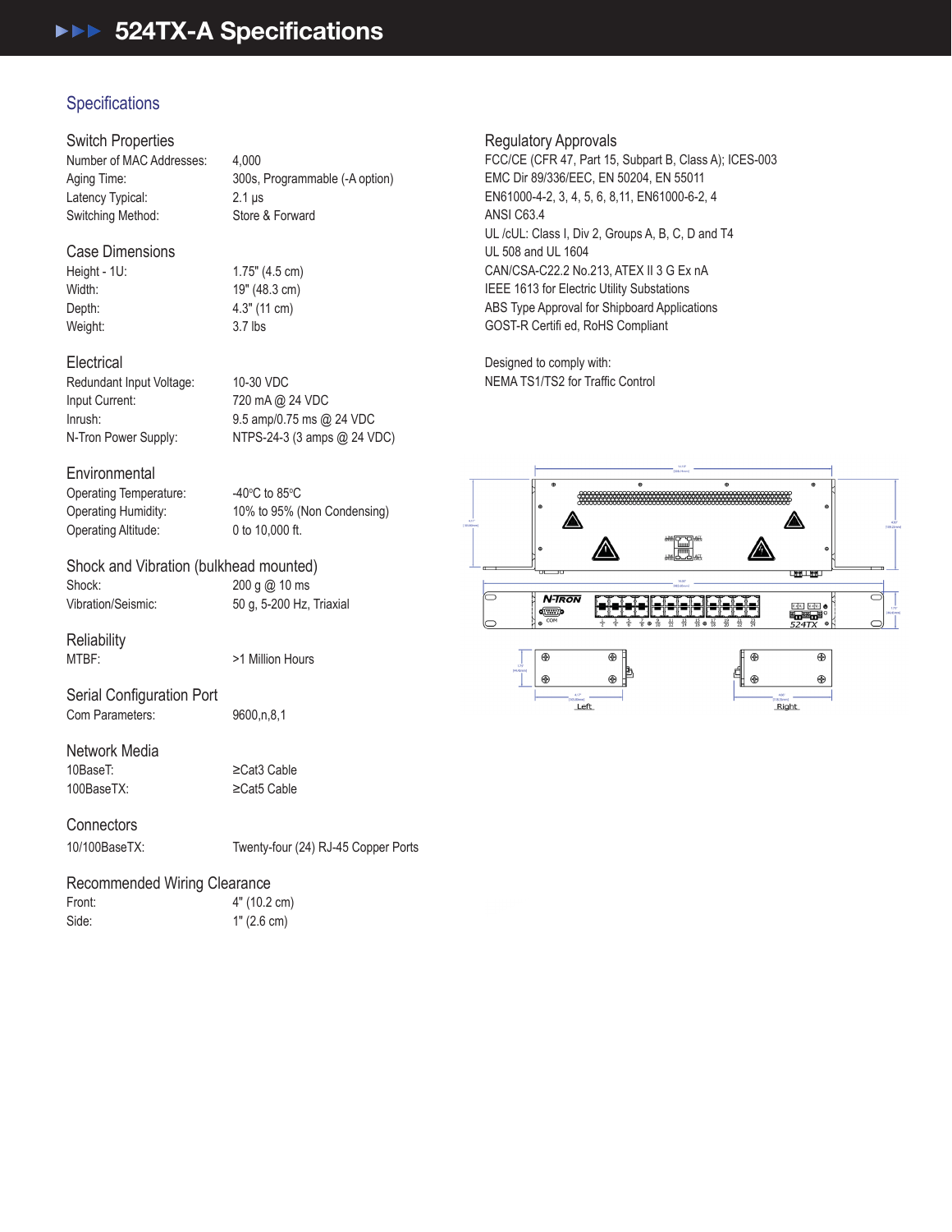# 524TX-A Specifications

## Specifications

### Switch Properties

| | |
|---|---|
| Number of MAC Addresses: | 4,000 |
| Aging Time: | 300s, Programmable (-A option) |
| Latency Typical: | 2.1 μs |
| Switching Method: | Store & Forward |

### Case Dimensions

| | |
|---|---|
| Height - 1U: | 1.75" (4.5 cm) |
| Width: | 19" (48.3 cm) |
| Depth: | 4.3" (11 cm) |
| Weight: | 3.7 lbs |

### Electrical

| | |
|---|---|
| Redundant Input Voltage: | 10-30 VDC |
| Input Current: | 720 mA @ 24 VDC |
| Inrush: | 9.5 amp/0.75 ms @ 24 VDC |
| N-Tron Power Supply: | NTPS-24-3 (3 amps @ 24 VDC) |

### Environmental

| | |
|---|---|
| Operating Temperature: | -40°C to 85°C |
| Operating Humidity: | 10% to 95% (Non Condensing) |
| Operating Altitude: | 0 to 10,000 ft. |

### Shock and Vibration (bulkhead mounted)

| | |
|---|---|
| Shock: | 200 g @ 10 ms |
| Vibration/Seismic: | 50 g, 5-200 Hz, Triaxial |

### Reliability

| | |
|---|---|
| MTBF: | >1 Million Hours |

### Serial Configuration Port

| | |
|---|---|
| Com Parameters: | 9600,n,8,1 |

### Network Media

| | |
|---|---|
| 10BaseT: | ≥Cat3 Cable |
| 100BaseTX: | ≥Cat5 Cable |

### Connectors

| | |
|---|---|
| 10/100BaseTX: | Twenty-four (24) RJ-45 Copper Ports |

### Recommended Wiring Clearance

| | |
|---|---|
| Front: | 4" (10.2 cm) |
| Side: | 1" (2.6 cm) |

### Regulatory Approvals

FCC/CE (CFR 47, Part 15, Subpart B, Class A); ICES-003
EMC Dir 89/336/EEC, EN 50204, EN 55011
EN61000-4-2, 3, 4, 5, 6, 8,11, EN61000-6-2, 4
ANSI C63.4
UL /cUL: Class I, Div 2, Groups A, B, C, D and T4
UL 508 and UL 1604
CAN/CSA-C22.2 No.213, ATEX II 3 G Ex nA
IEEE 1613 for Electric Utility Substations
ABS Type Approval for Shipboard Applications
GOST-R Certifi ed, RoHS Compliant

Designed to comply with:
NEMA TS1/TS2 for Traffic Control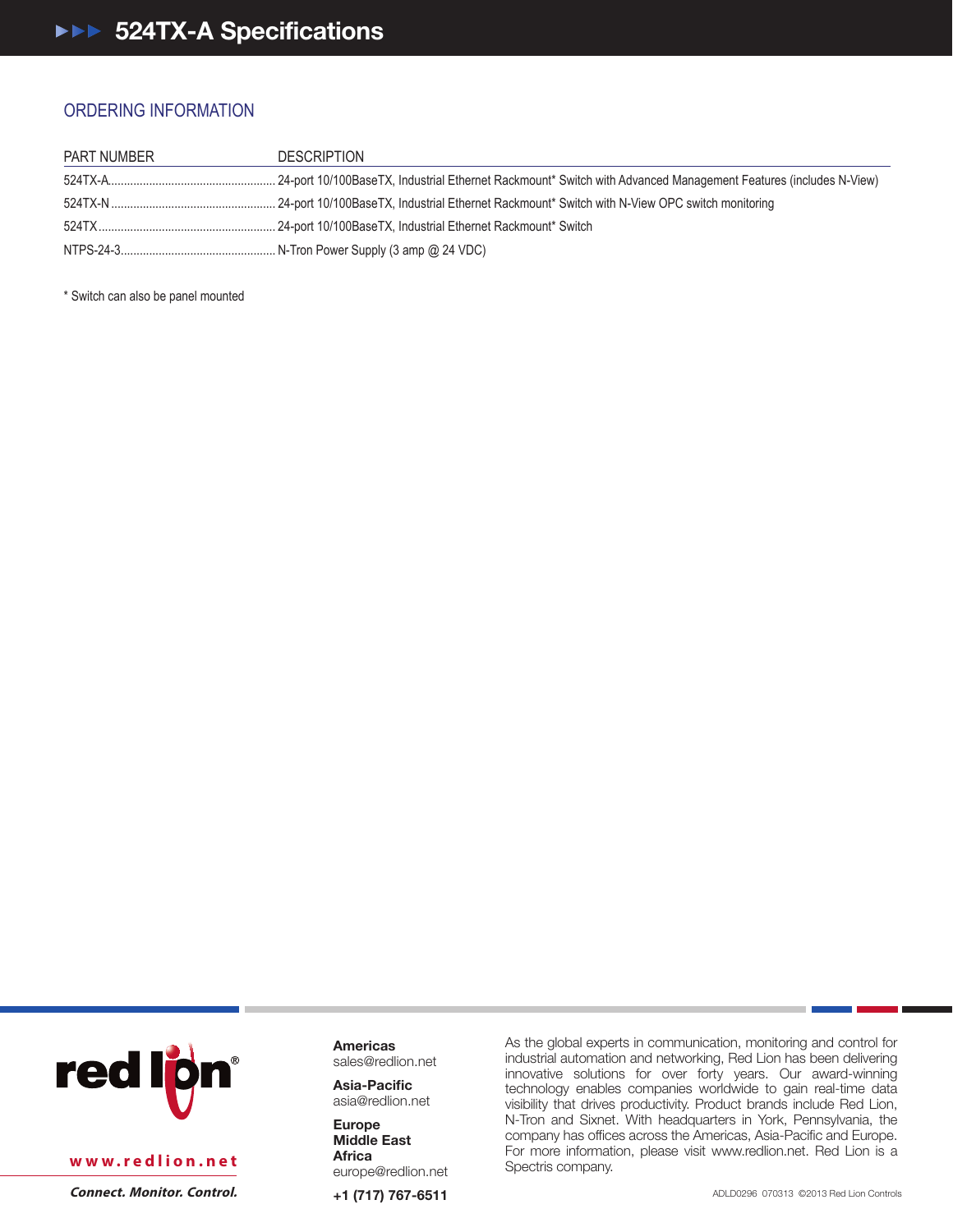## ORDERING INFORMATION

| PART NUMBER | DESCRIPTION |
| --- | --- |
| 524TX-A | 24-port 10/100BaseTX, Industrial Ethernet Rackmount* Switch with Advanced Management Features (includes N-View) |
| 524TX-N | 24-port 10/100BaseTX, Industrial Ethernet Rackmount* Switch with N-View OPC switch monitoring |
| 524TX | 24-port 10/100BaseTX, Industrial Ethernet Rackmount* Switch |
| NTPS-24-3 | N-Tron Power Supply (3 amp @ 24 VDC) |

* Switch can also be panel mounted

www.redlion.net

*Connect. Monitor. Control.*

**Americas**
sales@redlion.net

**Asia-Pacific**
asia@redlion.net

**Europe**
**Middle East**
**Africa**
europe@redlion.net

**+1 (717) 767-6511**

As the global experts in communication, monitoring and control for industrial automation and networking, Red Lion has been delivering innovative solutions for over forty years. Our award-winning technology enables companies worldwide to gain real-time data visibility that drives productivity. Product brands include Red Lion, N-Tron and Sixnet. With headquarters in York, Pennsylvania, the company has offices across the Americas, Asia-Pacific and Europe. For more information, please visit www.redlion.net. Red Lion is a Spectris company.

ADLD0296 070313 ©2013 Red Lion Controls